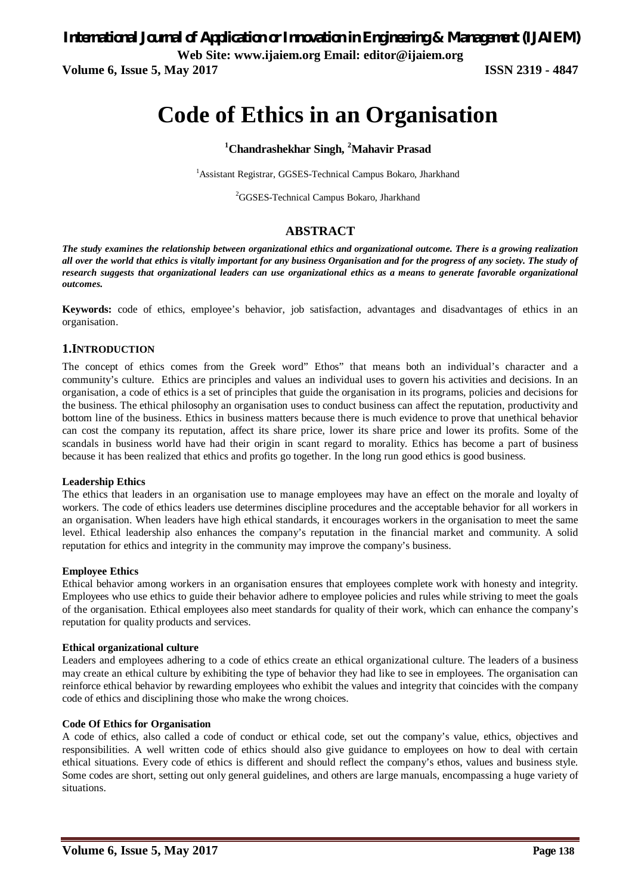# Code of Ethics in an Organisation

**[1]Chandrashekhar Singh, [2]Mahavir Prasad**

[1]Assistant Registrar, GGSES-Technical Campus Bokaro, Jharkhand

[2]GGSES-Technical Campus Bokaro, Jharkhand

## ABSTRACT

***The study examines the relationship between organizational ethics and organizational outcome. There is a growing realization all over the world that ethics is vitally important for any business Organisation and for the progress of any society. The study of research suggests that organizational leaders can use organizational ethics as a means to generate favorable organizational outcomes.***

**Keywords:** code of ethics, employee's behavior, job satisfaction, advantages and disadvantages of ethics in an organisation.

## 1. INTRODUCTION

The concept of ethics comes from the Greek word" Ethos" that means both an individual's character and a community's culture. Ethics are principles and values an individual uses to govern his activities and decisions. In an organisation, a code of ethics is a set of principles that guide the organisation in its programs, policies and decisions for the business. The ethical philosophy an organisation uses to conduct business can affect the reputation, productivity and bottom line of the business. Ethics in business matters because there is much evidence to prove that unethical behavior can cost the company its reputation, affect its share price, lower its share price and lower its profits. Some of the scandals in business world have had their origin in scant regard to morality. Ethics has become a part of business because it has been realized that ethics and profits go together. In the long run good ethics is good business.

### Leadership Ethics

The ethics that leaders in an organisation use to manage employees may have an effect on the morale and loyalty of workers. The code of ethics leaders use determines discipline procedures and the acceptable behavior for all workers in an organisation. When leaders have high ethical standards, it encourages workers in the organisation to meet the same level. Ethical leadership also enhances the company's reputation in the financial market and community. A solid reputation for ethics and integrity in the community may improve the company's business.

### Employee Ethics

Ethical behavior among workers in an organisation ensures that employees complete work with honesty and integrity. Employees who use ethics to guide their behavior adhere to employee policies and rules while striving to meet the goals of the organisation. Ethical employees also meet standards for quality of their work, which can enhance the company's reputation for quality products and services.

### Ethical organizational culture

Leaders and employees adhering to a code of ethics create an ethical organizational culture. The leaders of a business may create an ethical culture by exhibiting the type of behavior they had like to see in employees. The organisation can reinforce ethical behavior by rewarding employees who exhibit the values and integrity that coincides with the company code of ethics and disciplining those who make the wrong choices.

### Code Of Ethics for Organisation

A code of ethics, also called a code of conduct or ethical code, set out the company's value, ethics, objectives and responsibilities. A well written code of ethics should also give guidance to employees on how to deal with certain ethical situations. Every code of ethics is different and should reflect the company's ethos, values and business style. Some codes are short, setting out only general guidelines, and others are large manuals, encompassing a huge variety of situations.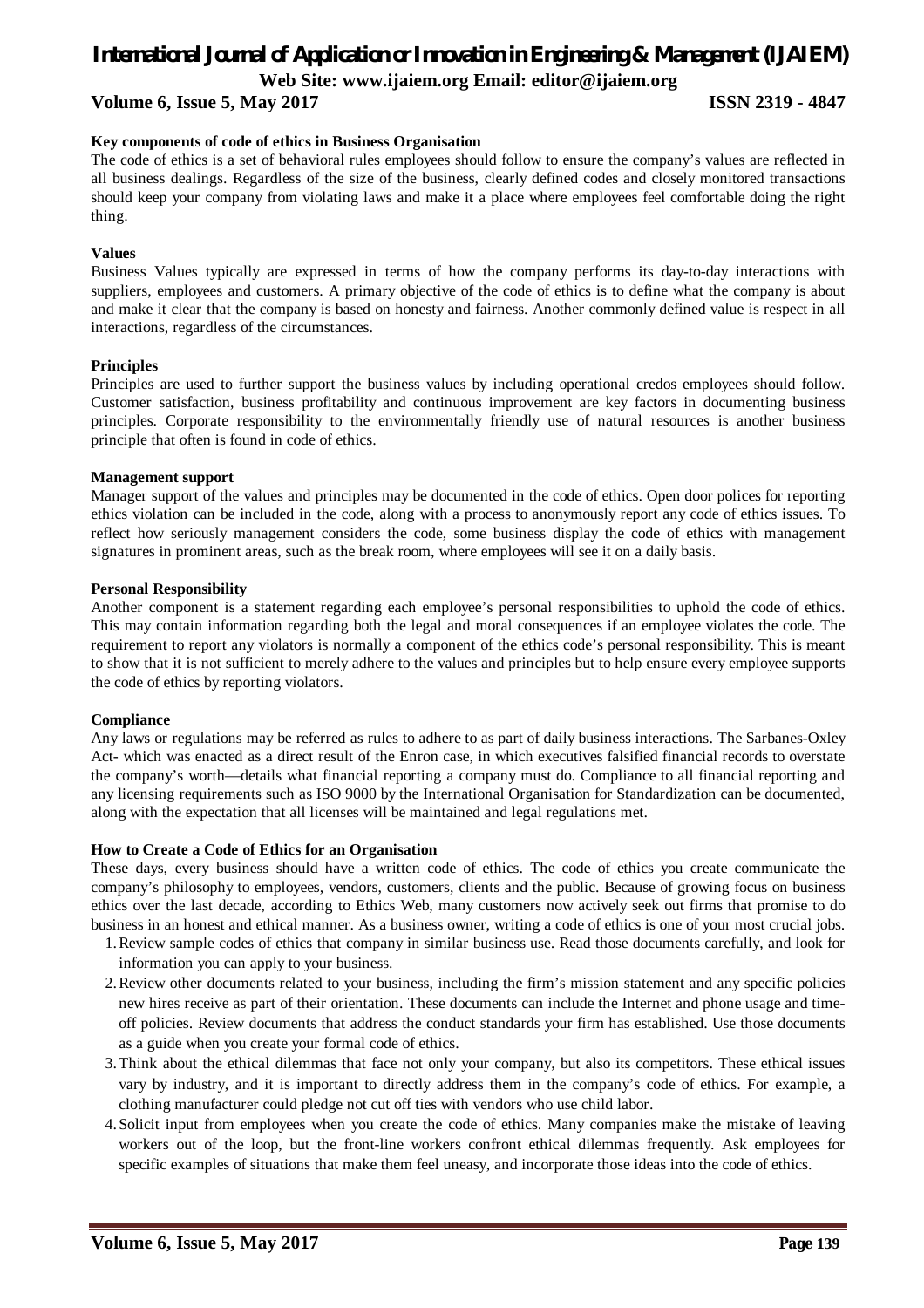**Key components of code of ethics in Business Organisation**

The code of ethics is a set of behavioral rules employees should follow to ensure the company's values are reflected in all business dealings. Regardless of the size of the business, clearly defined codes and closely monitored transactions should keep your company from violating laws and make it a place where employees feel comfortable doing the right thing.

**Values**

Business Values typically are expressed in terms of how the company performs its day-to-day interactions with suppliers, employees and customers. A primary objective of the code of ethics is to define what the company is about and make it clear that the company is based on honesty and fairness. Another commonly defined value is respect in all interactions, regardless of the circumstances.

**Principles**

Principles are used to further support the business values by including operational credos employees should follow. Customer satisfaction, business profitability and continuous improvement are key factors in documenting business principles. Corporate responsibility to the environmentally friendly use of natural resources is another business principle that often is found in code of ethics.

**Management support**

Manager support of the values and principles may be documented in the code of ethics. Open door polices for reporting ethics violation can be included in the code, along with a process to anonymously report any code of ethics issues. To reflect how seriously management considers the code, some business display the code of ethics with management signatures in prominent areas, such as the break room, where employees will see it on a daily basis.

**Personal Responsibility**

Another component is a statement regarding each employee's personal responsibilities to uphold the code of ethics. This may contain information regarding both the legal and moral consequences if an employee violates the code. The requirement to report any violators is normally a component of the ethics code's personal responsibility. This is meant to show that it is not sufficient to merely adhere to the values and principles but to help ensure every employee supports the code of ethics by reporting violators.

**Compliance**

Any laws or regulations may be referred as rules to adhere to as part of daily business interactions. The Sarbanes-Oxley Act- which was enacted as a direct result of the Enron case, in which executives falsified financial records to overstate the company's worth—details what financial reporting a company must do. Compliance to all financial reporting and any licensing requirements such as ISO 9000 by the International Organisation for Standardization can be documented, along with the expectation that all licenses will be maintained and legal regulations met.

**How to Create a Code of Ethics for an Organisation**

These days, every business should have a written code of ethics. The code of ethics you create communicate the company's philosophy to employees, vendors, customers, clients and the public. Because of growing focus on business ethics over the last decade, according to Ethics Web, many customers now actively seek out firms that promise to do business in an honest and ethical manner. As a business owner, writing a code of ethics is one of your most crucial jobs.

1. Review sample codes of ethics that company in similar business use. Read those documents carefully, and look for information you can apply to your business.
2. Review other documents related to your business, including the firm's mission statement and any specific policies new hires receive as part of their orientation. These documents can include the Internet and phone usage and time-off policies. Review documents that address the conduct standards your firm has established. Use those documents as a guide when you create your formal code of ethics.
3. Think about the ethical dilemmas that face not only your company, but also its competitors. These ethical issues vary by industry, and it is important to directly address them in the company's code of ethics. For example, a clothing manufacturer could pledge not cut off ties with vendors who use child labor.
4. Solicit input from employees when you create the code of ethics. Many companies make the mistake of leaving workers out of the loop, but the front-line workers confront ethical dilemmas frequently. Ask employees for specific examples of situations that make them feel uneasy, and incorporate those ideas into the code of ethics.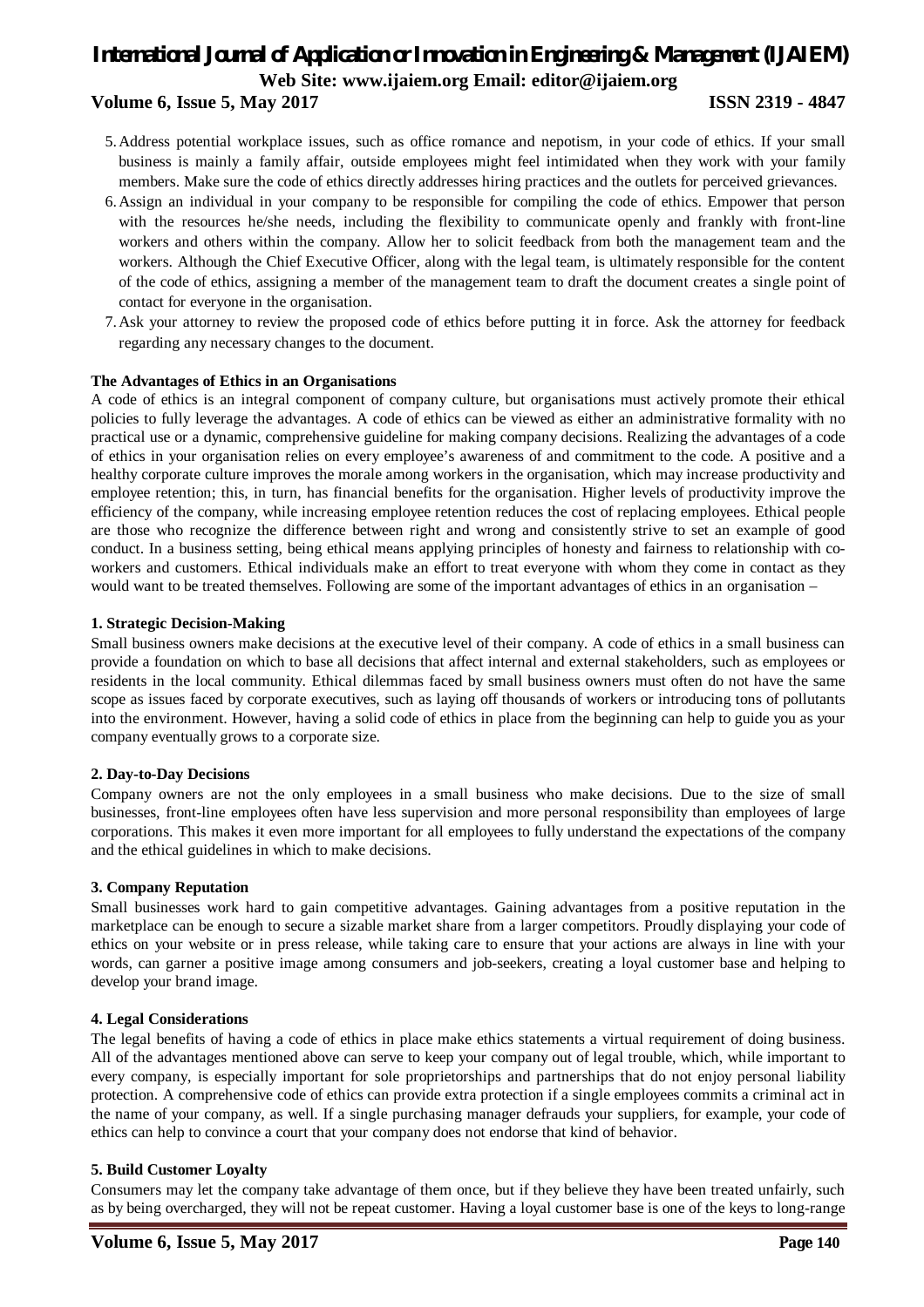5. Address potential workplace issues, such as office romance and nepotism, in your code of ethics. If your small business is mainly a family affair, outside employees might feel intimidated when they work with your family members. Make sure the code of ethics directly addresses hiring practices and the outlets for perceived grievances.
6. Assign an individual in your company to be responsible for compiling the code of ethics. Empower that person with the resources he/she needs, including the flexibility to communicate openly and frankly with front-line workers and others within the company. Allow her to solicit feedback from both the management team and the workers. Although the Chief Executive Officer, along with the legal team, is ultimately responsible for the content of the code of ethics, assigning a member of the management team to draft the document creates a single point of contact for everyone in the organisation.
7. Ask your attorney to review the proposed code of ethics before putting it in force. Ask the attorney for feedback regarding any necessary changes to the document.

**The Advantages of Ethics in an Organisations**

A code of ethics is an integral component of company culture, but organisations must actively promote their ethical policies to fully leverage the advantages. A code of ethics can be viewed as either an administrative formality with no practical use or a dynamic, comprehensive guideline for making company decisions. Realizing the advantages of a code of ethics in your organisation relies on every employee's awareness of and commitment to the code. A positive and a healthy corporate culture improves the morale among workers in the organisation, which may increase productivity and employee retention; this, in turn, has financial benefits for the organisation. Higher levels of productivity improve the efficiency of the company, while increasing employee retention reduces the cost of replacing employees. Ethical people are those who recognize the difference between right and wrong and consistently strive to set an example of good conduct. In a business setting, being ethical means applying principles of honesty and fairness to relationship with co-workers and customers. Ethical individuals make an effort to treat everyone with whom they come in contact as they would want to be treated themselves. Following are some of the important advantages of ethics in an organisation –

**1. Strategic Decision-Making**

Small business owners make decisions at the executive level of their company. A code of ethics in a small business can provide a foundation on which to base all decisions that affect internal and external stakeholders, such as employees or residents in the local community. Ethical dilemmas faced by small business owners must often do not have the same scope as issues faced by corporate executives, such as laying off thousands of workers or introducing tons of pollutants into the environment. However, having a solid code of ethics in place from the beginning can help to guide you as your company eventually grows to a corporate size.

**2. Day-to-Day Decisions**

Company owners are not the only employees in a small business who make decisions. Due to the size of small businesses, front-line employees often have less supervision and more personal responsibility than employees of large corporations. This makes it even more important for all employees to fully understand the expectations of the company and the ethical guidelines in which to make decisions.

**3. Company Reputation**

Small businesses work hard to gain competitive advantages. Gaining advantages from a positive reputation in the marketplace can be enough to secure a sizable market share from a larger competitors. Proudly displaying your code of ethics on your website or in press release, while taking care to ensure that your actions are always in line with your words, can garner a positive image among consumers and job-seekers, creating a loyal customer base and helping to develop your brand image.

**4. Legal Considerations**

The legal benefits of having a code of ethics in place make ethics statements a virtual requirement of doing business. All of the advantages mentioned above can serve to keep your company out of legal trouble, which, while important to every company, is especially important for sole proprietorships and partnerships that do not enjoy personal liability protection. A comprehensive code of ethics can provide extra protection if a single employees commits a criminal act in the name of your company, as well. If a single purchasing manager defrauds your suppliers, for example, your code of ethics can help to convince a court that your company does not endorse that kind of behavior.

**5. Build Customer Loyalty**

Consumers may let the company take advantage of them once, but if they believe they have been treated unfairly, such as by being overcharged, they will not be repeat customer. Having a loyal customer base is one of the keys to long-range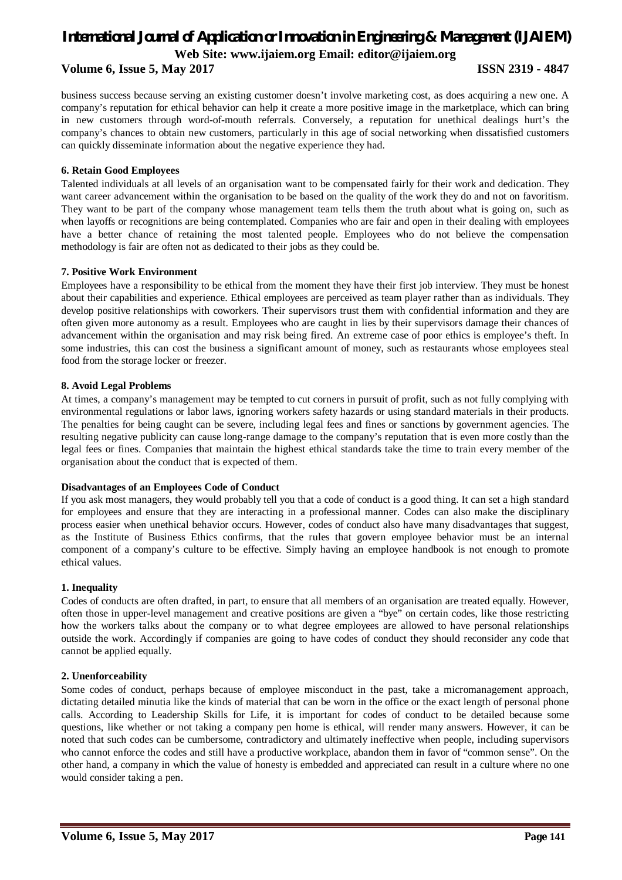business success because serving an existing customer doesn't involve marketing cost, as does acquiring a new one. A company's reputation for ethical behavior can help it create a more positive image in the marketplace, which can bring in new customers through word-of-mouth referrals. Conversely, a reputation for unethical dealings hurt's the company's chances to obtain new customers, particularly in this age of social networking when dissatisfied customers can quickly disseminate information about the negative experience they had.

**6. Retain Good Employees**

Talented individuals at all levels of an organisation want to be compensated fairly for their work and dedication. They want career advancement within the organisation to be based on the quality of the work they do and not on favoritism. They want to be part of the company whose management team tells them the truth about what is going on, such as when layoffs or recognitions are being contemplated. Companies who are fair and open in their dealing with employees have a better chance of retaining the most talented people. Employees who do not believe the compensation methodology is fair are often not as dedicated to their jobs as they could be.

**7. Positive Work Environment**

Employees have a responsibility to be ethical from the moment they have their first job interview. They must be honest about their capabilities and experience. Ethical employees are perceived as team player rather than as individuals. They develop positive relationships with coworkers. Their supervisors trust them with confidential information and they are often given more autonomy as a result. Employees who are caught in lies by their supervisors damage their chances of advancement within the organisation and may risk being fired. An extreme case of poor ethics is employee's theft. In some industries, this can cost the business a significant amount of money, such as restaurants whose employees steal food from the storage locker or freezer.

**8. Avoid Legal Problems**

At times, a company's management may be tempted to cut corners in pursuit of profit, such as not fully complying with environmental regulations or labor laws, ignoring workers safety hazards or using standard materials in their products. The penalties for being caught can be severe, including legal fees and fines or sanctions by government agencies. The resulting negative publicity can cause long-range damage to the company's reputation that is even more costly than the legal fees or fines. Companies that maintain the highest ethical standards take the time to train every member of the organisation about the conduct that is expected of them.

**Disadvantages of an Employees Code of Conduct**

If you ask most managers, they would probably tell you that a code of conduct is a good thing. It can set a high standard for employees and ensure that they are interacting in a professional manner. Codes can also make the disciplinary process easier when unethical behavior occurs. However, codes of conduct also have many disadvantages that suggest, as the Institute of Business Ethics confirms, that the rules that govern employee behavior must be an internal component of a company's culture to be effective. Simply having an employee handbook is not enough to promote ethical values.

**1. Inequality**

Codes of conducts are often drafted, in part, to ensure that all members of an organisation are treated equally. However, often those in upper-level management and creative positions are given a "bye" on certain codes, like those restricting how the workers talks about the company or to what degree employees are allowed to have personal relationships outside the work. Accordingly if companies are going to have codes of conduct they should reconsider any code that cannot be applied equally.

**2. Unenforceability**

Some codes of conduct, perhaps because of employee misconduct in the past, take a micromanagement approach, dictating detailed minutia like the kinds of material that can be worn in the office or the exact length of personal phone calls. According to Leadership Skills for Life, it is important for codes of conduct to be detailed because some questions, like whether or not taking a company pen home is ethical, will render many answers. However, it can be noted that such codes can be cumbersome, contradictory and ultimately ineffective when people, including supervisors who cannot enforce the codes and still have a productive workplace, abandon them in favor of "common sense". On the other hand, a company in which the value of honesty is embedded and appreciated can result in a culture where no one would consider taking a pen.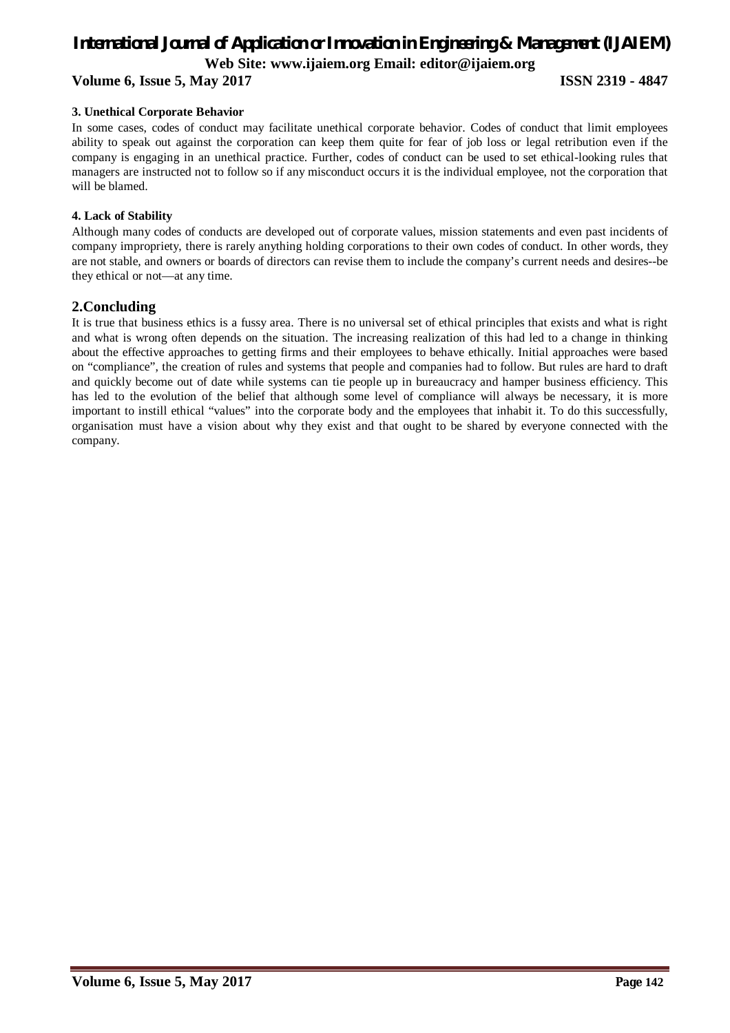#### 3. Unethical Corporate Behavior

In some cases, codes of conduct may facilitate unethical corporate behavior. Codes of conduct that limit employees ability to speak out against the corporation can keep them quite for fear of job loss or legal retribution even if the company is engaging in an unethical practice. Further, codes of conduct can be used to set ethical-looking rules that managers are instructed not to follow so if any misconduct occurs it is the individual employee, not the corporation that will be blamed.

#### 4. Lack of Stability

Although many codes of conducts are developed out of corporate values, mission statements and even past incidents of company impropriety, there is rarely anything holding corporations to their own codes of conduct. In other words, they are not stable, and owners or boards of directors can revise them to include the company's current needs and desires--be they ethical or not—at any time.

## 2.Concluding

It is true that business ethics is a fussy area. There is no universal set of ethical principles that exists and what is right and what is wrong often depends on the situation. The increasing realization of this had led to a change in thinking about the effective approaches to getting firms and their employees to behave ethically. Initial approaches were based on "compliance", the creation of rules and systems that people and companies had to follow. But rules are hard to draft and quickly become out of date while systems can tie people up in bureaucracy and hamper business efficiency. This has led to the evolution of the belief that although some level of compliance will always be necessary, it is more important to instill ethical "values" into the corporate body and the employees that inhabit it. To do this successfully, organisation must have a vision about why they exist and that ought to be shared by everyone connected with the company.